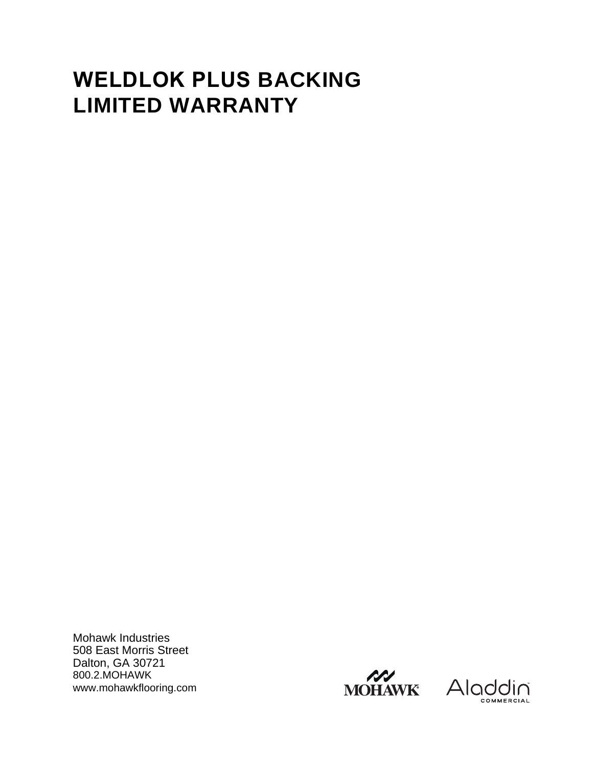# WELDLOK PLUS BACKING LIMITED WARRANTY

Mohawk Industries
508 East Morris Street
Dalton, GA 30721
800.2.MOHAWK
www.mohawkflooring.com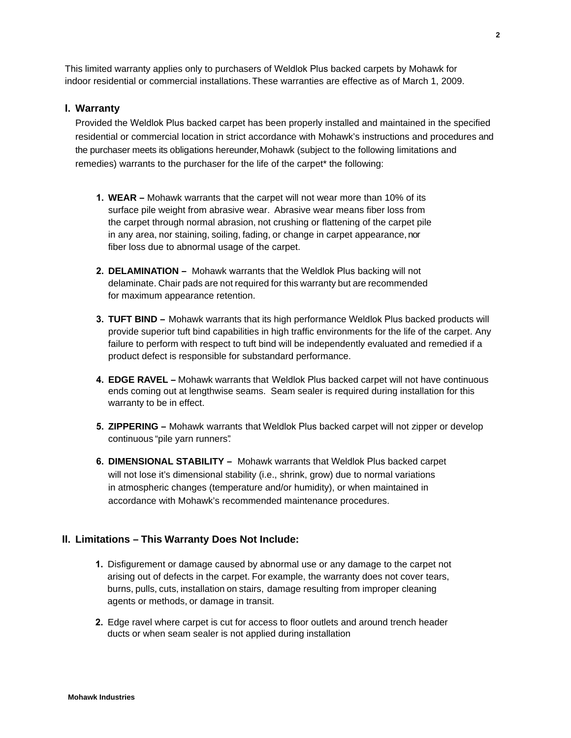This limited warranty applies only to purchasers of Weldlok Plus backed carpets by Mohawk for indoor residential or commercial installations. These warranties are effective as of March 1, 2009.

## I. Warranty

Provided the Weldlok Plus backed carpet has been properly installed and maintained in the specified residential or commercial location in strict accordance with Mohawk's instructions and procedures and the purchaser meets its obligations hereunder, Mohawk (subject to the following limitations and remedies) warrants to the purchaser for the life of the carpet* the following:

1. **WEAR –** Mohawk warrants that the carpet will not wear more than 10% of its surface pile weight from abrasive wear. Abrasive wear means fiber loss from the carpet through normal abrasion, not crushing or flattening of the carpet pile in any area, nor staining, soiling, fading, or change in carpet appearance, nor fiber loss due to abnormal usage of the carpet.

2. **DELAMINATION –** Mohawk warrants that the Weldlok Plus backing will not delaminate. Chair pads are not required for this warranty but are recommended for maximum appearance retention.

3. **TUFT BIND –** Mohawk warrants that its high performance Weldlok Plus backed products will provide superior tuft bind capabilities in high traffic environments for the life of the carpet. Any failure to perform with respect to tuft bind will be independently evaluated and remedied if a product defect is responsible for substandard performance.

4. **EDGE RAVEL –** Mohawk warrants that Weldlok Plus backed carpet will not have continuous ends coming out at lengthwise seams. Seam sealer is required during installation for this warranty to be in effect.

5. **ZIPPERING –** Mohawk warrants that Weldlok Plus backed carpet will not zipper or develop continuous "pile yarn runners".

6. **DIMENSIONAL STABILITY –** Mohawk warrants that Weldlok Plus backed carpet will not lose it's dimensional stability (i.e., shrink, grow) due to normal variations in atmospheric changes (temperature and/or humidity), or when maintained in accordance with Mohawk's recommended maintenance procedures.

## II. Limitations – This Warranty Does Not Include:

1. Disfigurement or damage caused by abnormal use or any damage to the carpet not arising out of defects in the carpet. For example, the warranty does not cover tears, burns, pulls, cuts, installation on stairs, damage resulting from improper cleaning agents or methods, or damage in transit.

2. Edge ravel where carpet is cut for access to floor outlets and around trench header ducts or when seam sealer is not applied during installation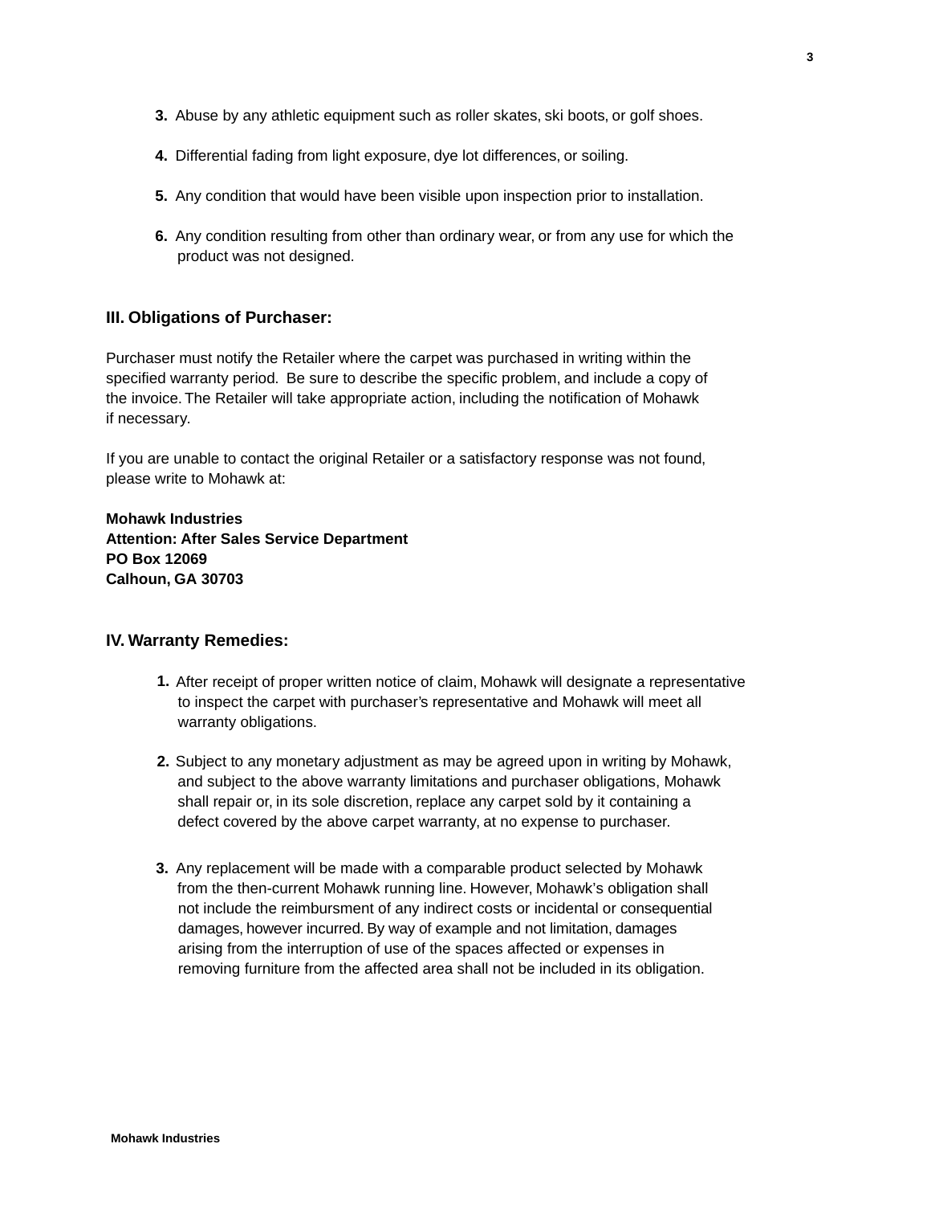3. Abuse by any athletic equipment such as roller skates, ski boots, or golf shoes.

4. Differential fading from light exposure, dye lot differences, or soiling.

5. Any condition that would have been visible upon inspection prior to installation.

6. Any condition resulting from other than ordinary wear, or from any use for which the product was not designed.

## III. Obligations of Purchaser:

Purchaser must notify the Retailer where the carpet was purchased in writing within the specified warranty period. Be sure to describe the specific problem, and include a copy of the invoice. The Retailer will take appropriate action, including the notification of Mohawk if necessary.

If you are unable to contact the original Retailer or a satisfactory response was not found, please write to Mohawk at:

**Mohawk Industries**
**Attention: After Sales Service Department**
**PO Box 12069**
**Calhoun, GA 30703**

## IV. Warranty Remedies:

1. After receipt of proper written notice of claim, Mohawk will designate a representative to inspect the carpet with purchaser's representative and Mohawk will meet all warranty obligations.

2. Subject to any monetary adjustment as may be agreed upon in writing by Mohawk, and subject to the above warranty limitations and purchaser obligations, Mohawk shall repair or, in its sole discretion, replace any carpet sold by it containing a defect covered by the above carpet warranty, at no expense to purchaser.

3. Any replacement will be made with a comparable product selected by Mohawk from the then-current Mohawk running line. However, Mohawk's obligation shall not include the reimbursment of any indirect costs or incidental or consequential damages, however incurred. By way of example and not limitation, damages arising from the interruption of use of the spaces affected or expenses in removing furniture from the affected area shall not be included in its obligation.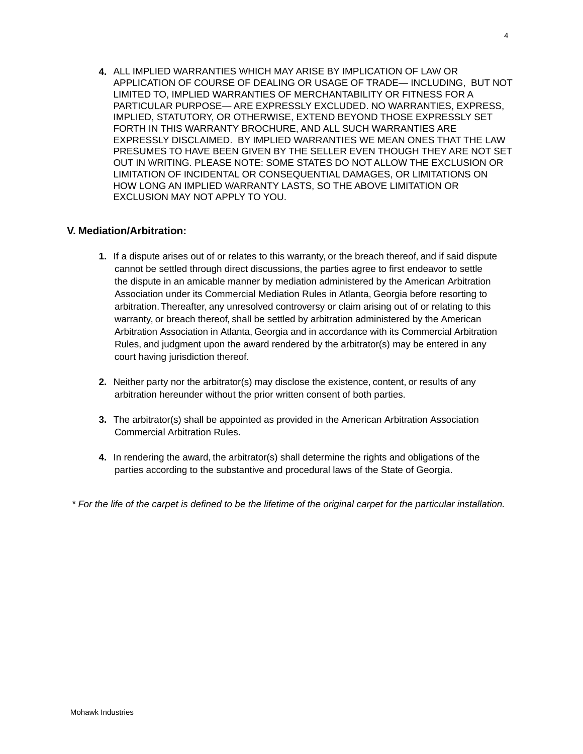4. ALL IMPLIED WARRANTIES WHICH MAY ARISE BY IMPLICATION OF LAW OR APPLICATION OF COURSE OF DEALING OR USAGE OF TRADE— INCLUDING, BUT NOT LIMITED TO, IMPLIED WARRANTIES OF MERCHANTABILITY OR FITNESS FOR A PARTICULAR PURPOSE— ARE EXPRESSLY EXCLUDED. NO WARRANTIES, EXPRESS, IMPLIED, STATUTORY, OR OTHERWISE, EXTEND BEYOND THOSE EXPRESSLY SET FORTH IN THIS WARRANTY BROCHURE, AND ALL SUCH WARRANTIES ARE EXPRESSLY DISCLAIMED. BY IMPLIED WARRANTIES WE MEAN ONES THAT THE LAW PRESUMES TO HAVE BEEN GIVEN BY THE SELLER EVEN THOUGH THEY ARE NOT SET OUT IN WRITING. PLEASE NOTE: SOME STATES DO NOT ALLOW THE EXCLUSION OR LIMITATION OF INCIDENTAL OR CONSEQUENTIAL DAMAGES, OR LIMITATIONS ON HOW LONG AN IMPLIED WARRANTY LASTS, SO THE ABOVE LIMITATION OR EXCLUSION MAY NOT APPLY TO YOU.

## V. Mediation/Arbitration:

1. If a dispute arises out of or relates to this warranty, or the breach thereof, and if said dispute cannot be settled through direct discussions, the parties agree to first endeavor to settle the dispute in an amicable manner by mediation administered by the American Arbitration Association under its Commercial Mediation Rules in Atlanta, Georgia before resorting to arbitration. Thereafter, any unresolved controversy or claim arising out of or relating to this warranty, or breach thereof, shall be settled by arbitration administered by the American Arbitration Association in Atlanta, Georgia and in accordance with its Commercial Arbitration Rules, and judgment upon the award rendered by the arbitrator(s) may be entered in any court having jurisdiction thereof.

2. Neither party nor the arbitrator(s) may disclose the existence, content, or results of any arbitration hereunder without the prior written consent of both parties.

3. The arbitrator(s) shall be appointed as provided in the American Arbitration Association Commercial Arbitration Rules.

4. In rendering the award, the arbitrator(s) shall determine the rights and obligations of the parties according to the substantive and procedural laws of the State of Georgia.

*\* For the life of the carpet is defined to be the lifetime of the original carpet for the particular installation.*